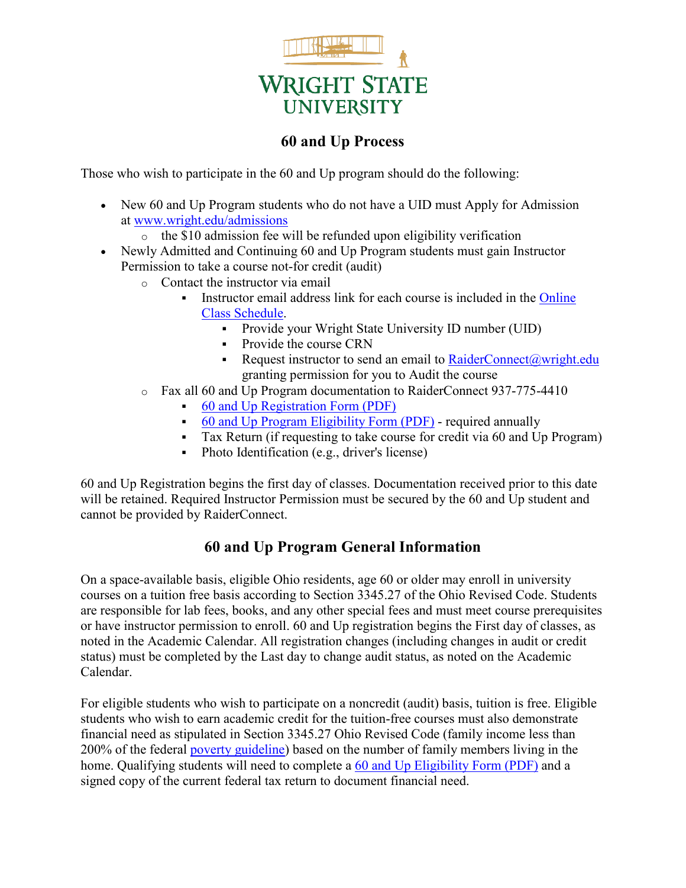# 60 and Up Process

Those who wish to participate in the 60 and Up program should do the following:

- New 60 and Up Program students who do not have a UID must Apply for Admission at [www.wright.edu/admissions](http://www.wright.edu/admissions)
  - the $10 admission fee will be refunded upon eligibility verification
- Newly Admitted and Continuing 60 and Up Program students must gain Instructor Permission to take a course not-for credit (audit)
  - Contact the instructor via email
    - Instructor email address link for each course is included in the Online Class Schedule.
      - Provide your Wright State University ID number (UID)
      - Provide the course CRN
      - Request instructor to send an email to RaiderConnect@wright.edu granting permission for you to Audit the course
  - Fax all 60 and Up Program documentation to RaiderConnect 937-775-4410
    - 60 and Up Registration Form (PDF)
    - 60 and Up Program Eligibility Form (PDF) - required annually
    - Tax Return (if requesting to take course for credit via 60 and Up Program)
    - Photo Identification (e.g., driver's license)

60 and Up Registration begins the first day of classes. Documentation received prior to this date will be retained. Required Instructor Permission must be secured by the 60 and Up student and cannot be provided by RaiderConnect.

## 60 and Up Program General Information

On a space-available basis, eligible Ohio residents, age 60 or older may enroll in university courses on a tuition free basis according to Section 3345.27 of the Ohio Revised Code. Students are responsible for lab fees, books, and any other special fees and must meet course prerequisites or have instructor permission to enroll. 60 and Up registration begins the First day of classes, as noted in the Academic Calendar. All registration changes (including changes in audit or credit status) must be completed by the Last day to change audit status, as noted on the Academic Calendar.

For eligible students who wish to participate on a noncredit (audit) basis, tuition is free. Eligible students who wish to earn academic credit for the tuition-free courses must also demonstrate financial need as stipulated in Section 3345.27 Ohio Revised Code (family income less than 200% of the federal poverty guideline) based on the number of family members living in the home. Qualifying students will need to complete a 60 and Up Eligibility Form (PDF) and a signed copy of the current federal tax return to document financial need.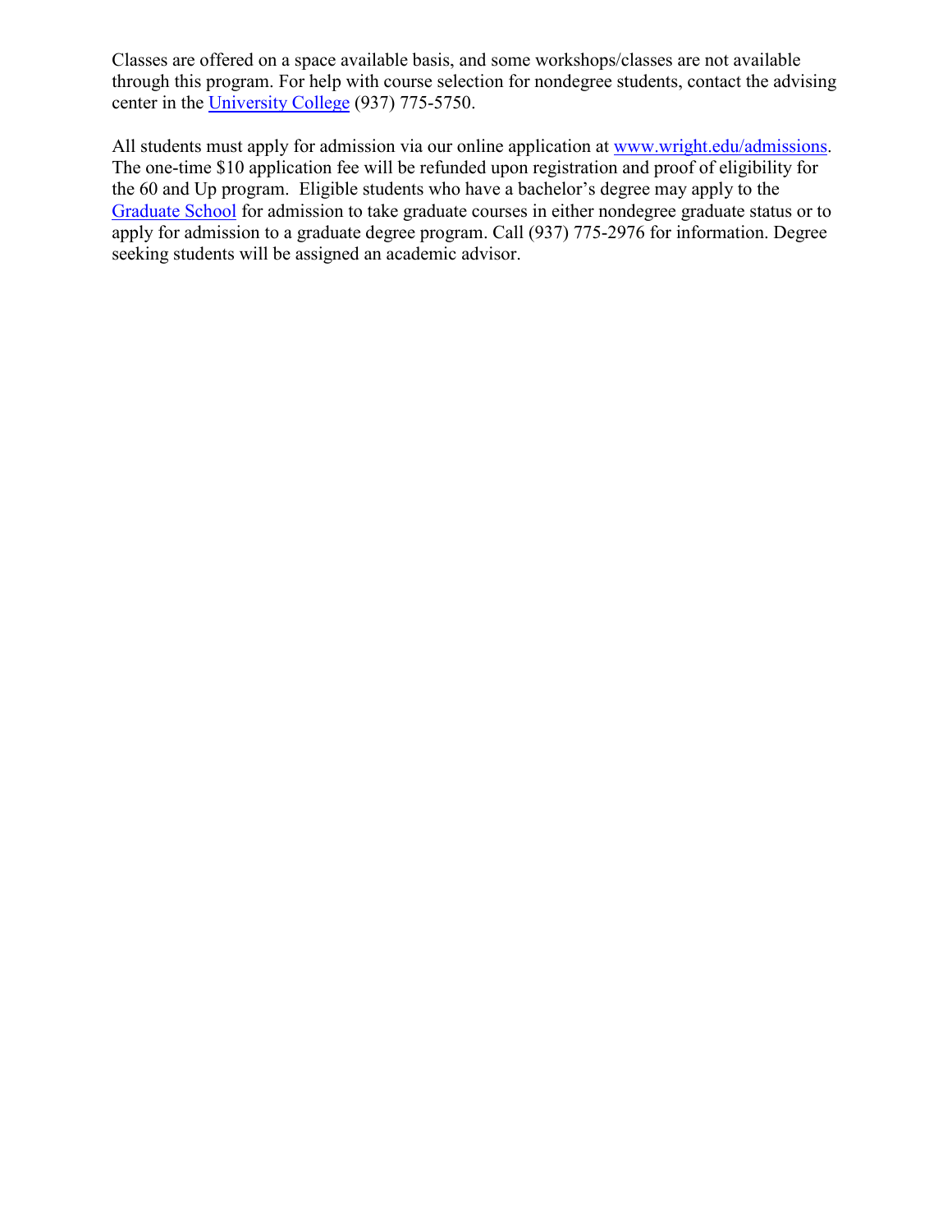Classes are offered on a space available basis, and some workshops/classes are not available through this program. For help with course selection for nondegree students, contact the advising center in the University College (937) 775-5750.

All students must apply for admission via our online application at www.wright.edu/admissions. The one-time $10 application fee will be refunded upon registration and proof of eligibility for the 60 and Up program. Eligible students who have a bachelor's degree may apply to the Graduate School for admission to take graduate courses in either nondegree graduate status or to apply for admission to a graduate degree program. Call (937) 775-2976 for information. Degree seeking students will be assigned an academic advisor.